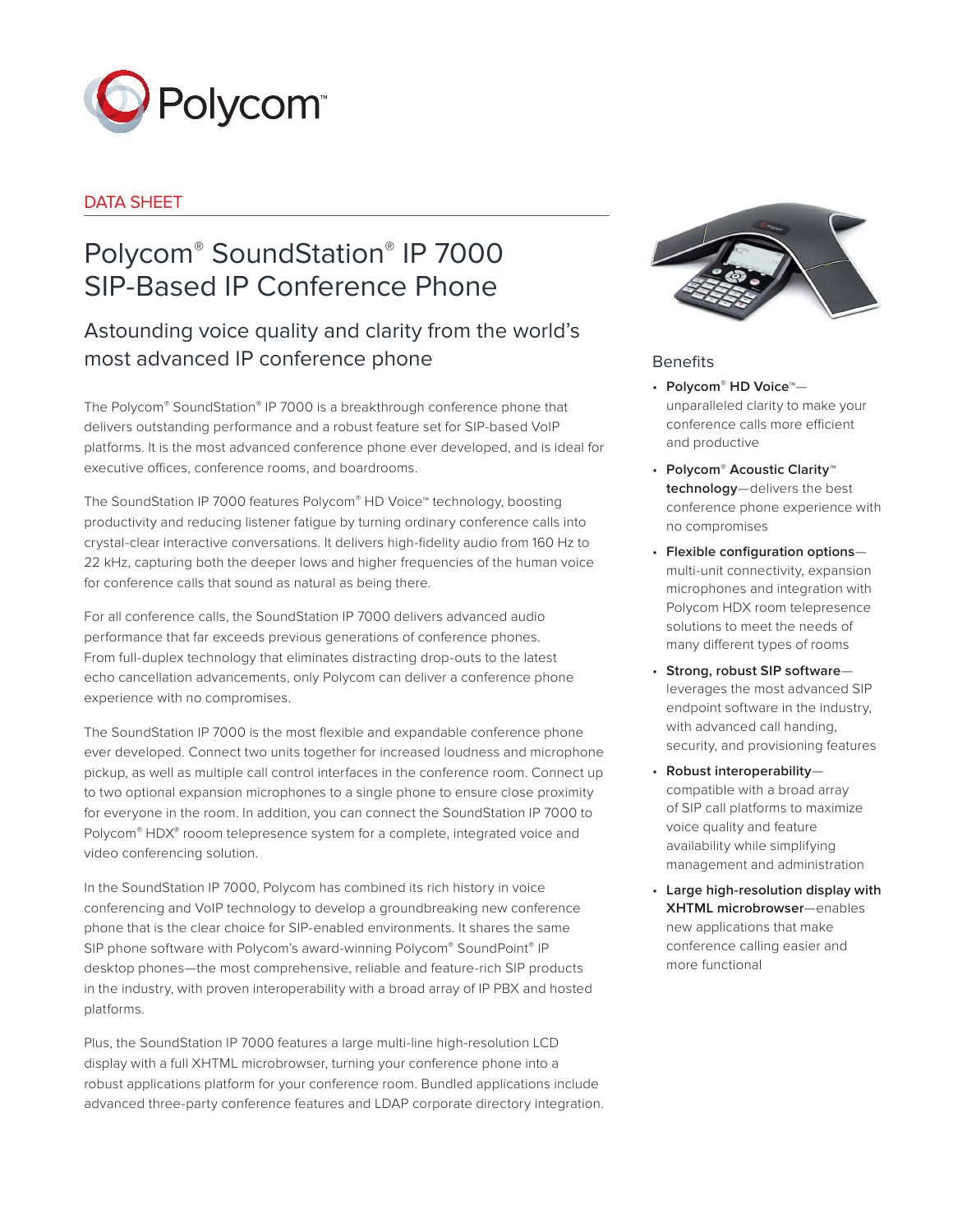DATA SHEET

# Polycom® SoundStation® IP 7000 SIP-Based IP Conference Phone

## Astounding voice quality and clarity from the world's most advanced IP conference phone

The Polycom® SoundStation® IP 7000 is a breakthrough conference phone that delivers outstanding performance and a robust feature set for SIP-based VoIP platforms. It is the most advanced conference phone ever developed, and is ideal for executive offices, conference rooms, and boardrooms.

The SoundStation IP 7000 features Polycom® HD Voice™ technology, boosting productivity and reducing listener fatigue by turning ordinary conference calls into crystal-clear interactive conversations. It delivers high-fidelity audio from 160 Hz to 22 kHz, capturing both the deeper lows and higher frequencies of the human voice for conference calls that sound as natural as being there.

For all conference calls, the SoundStation IP 7000 delivers advanced audio performance that far exceeds previous generations of conference phones. From full-duplex technology that eliminates distracting drop-outs to the latest echo cancellation advancements, only Polycom can deliver a conference phone experience with no compromises.

The SoundStation IP 7000 is the most flexible and expandable conference phone ever developed. Connect two units together for increased loudness and microphone pickup, as well as multiple call control interfaces in the conference room. Connect up to two optional expansion microphones to a single phone to ensure close proximity for everyone in the room. In addition, you can connect the SoundStation IP 7000 to Polycom® HDX® rooom telepresence system for a complete, integrated voice and video conferencing solution.

In the SoundStation IP 7000, Polycom has combined its rich history in voice conferencing and VoIP technology to develop a groundbreaking new conference phone that is the clear choice for SIP-enabled environments. It shares the same SIP phone software with Polycom's award-winning Polycom® SoundPoint® IP desktop phones—the most comprehensive, reliable and feature-rich SIP products in the industry, with proven interoperability with a broad array of IP PBX and hosted platforms.

Plus, the SoundStation IP 7000 features a large multi-line high-resolution LCD display with a full XHTML microbrowser, turning your conference phone into a robust applications platform for your conference room. Bundled applications include advanced three-party conference features and LDAP corporate directory integration.

### Benefits

- **Polycom® HD Voice™**—unparalleled clarity to make your conference calls more efficient and productive
- **Polycom® Acoustic Clarity™ technology**—delivers the best conference phone experience with no compromises
- **Flexible configuration options**—multi-unit connectivity, expansion microphones and integration with Polycom HDX room telepresence solutions to meet the needs of many different types of rooms
- **Strong, robust SIP software**—leverages the most advanced SIP endpoint software in the industry, with advanced call handing, security, and provisioning features
- **Robust interoperability**—compatible with a broad array of SIP call platforms to maximize voice quality and feature availability while simplifying management and administration
- **Large high-resolution display with XHTML microbrowser**—enables new applications that make conference calling easier and more functional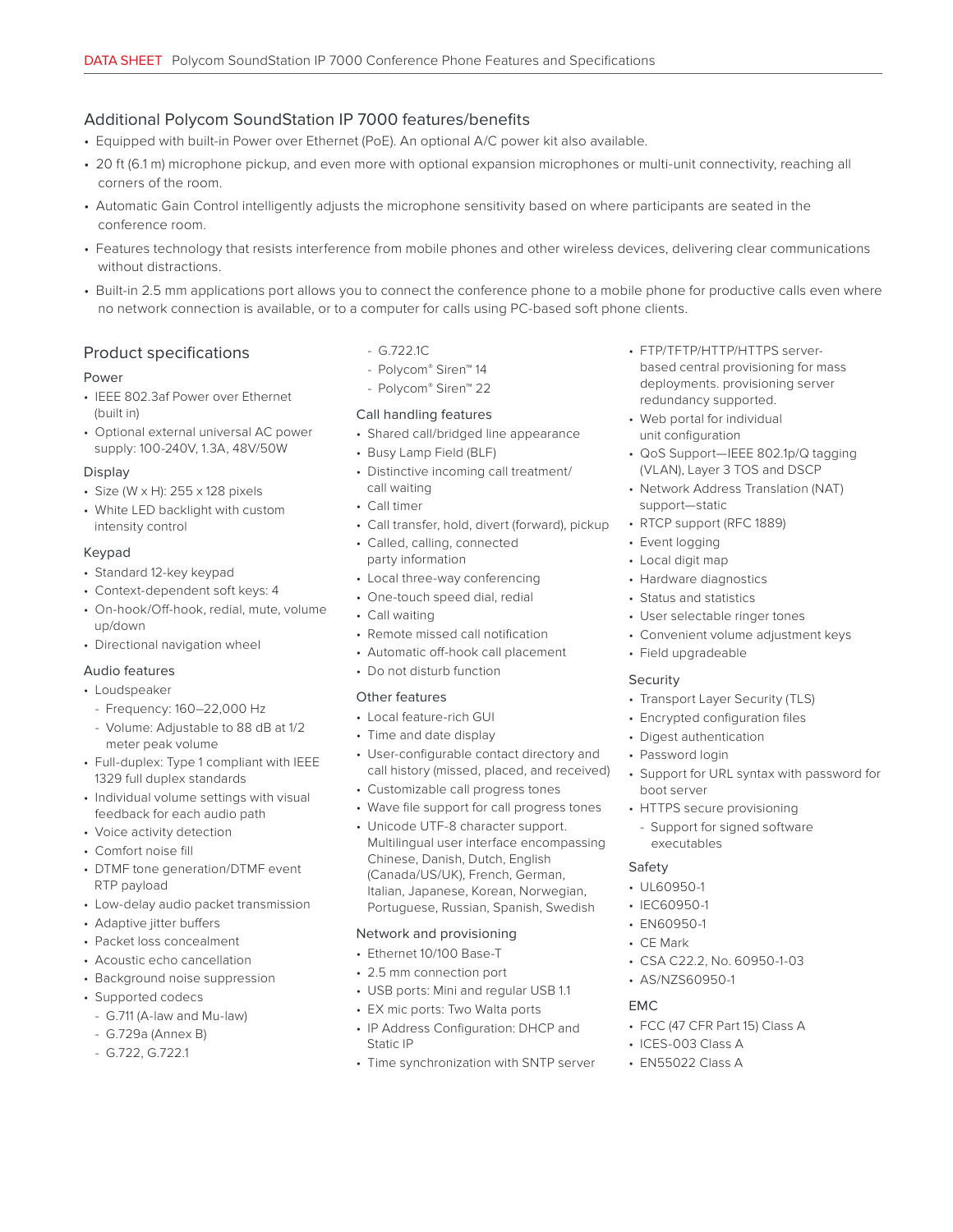## Additional Polycom SoundStation IP 7000 features/benefits

- Equipped with built-in Power over Ethernet (PoE). An optional A/C power kit also available.
- 20 ft (6.1 m) microphone pickup, and even more with optional expansion microphones or multi-unit connectivity, reaching all corners of the room.
- Automatic Gain Control intelligently adjusts the microphone sensitivity based on where participants are seated in the conference room.
- Features technology that resists interference from mobile phones and other wireless devices, delivering clear communications without distractions.
- Built-in 2.5 mm applications port allows you to connect the conference phone to a mobile phone for productive calls even where no network connection is available, or to a computer for calls using PC-based soft phone clients.

## Product specifications

### Power

- IEEE 802.3af Power over Ethernet (built in)
- Optional external universal AC power supply: 100-240V, 1.3A, 48V/50W

### Display

- Size (W x H): 255 x 128 pixels
- White LED backlight with custom intensity control

### Keypad

- Standard 12-key keypad
- Context-dependent soft keys: 4
- On-hook/Off-hook, redial, mute, volume up/down
- Directional navigation wheel

### Audio features

- Loudspeaker
  - Frequency: 160–22,000 Hz
  - Volume: Adjustable to 88 dB at 1/2 meter peak volume
- Full-duplex: Type 1 compliant with IEEE 1329 full duplex standards
- Individual volume settings with visual feedback for each audio path
- Voice activity detection
- Comfort noise fill
- DTMF tone generation/DTMF event RTP payload
- Low-delay audio packet transmission
- Adaptive jitter buffers
- Packet loss concealment
- Acoustic echo cancellation
- Background noise suppression
- Supported codecs
  - G.711 (A-law and Mu-law)
  - G.729a (Annex B)
  - G.722, G.722.1
  - G.722.1C
  - Polycom® Siren™ 14
  - Polycom® Siren™ 22

### Call handling features

- Shared call/bridged line appearance
- Busy Lamp Field (BLF)
- Distinctive incoming call treatment/ call waiting
- Call timer
- Call transfer, hold, divert (forward), pickup
- Called, calling, connected party information
- Local three-way conferencing
- One-touch speed dial, redial
- Call waiting
- Remote missed call notification
- Automatic off-hook call placement
- Do not disturb function

### Other features

- Local feature-rich GUI
- Time and date display
- User-configurable contact directory and call history (missed, placed, and received)
- Customizable call progress tones
- Wave file support for call progress tones
- Unicode UTF-8 character support. Multilingual user interface encompassing Chinese, Danish, Dutch, English (Canada/US/UK), French, German, Italian, Japanese, Korean, Norwegian, Portuguese, Russian, Spanish, Swedish

### Network and provisioning

- Ethernet 10/100 Base-T
- 2.5 mm connection port
- USB ports: Mini and regular USB 1.1
- EX mic ports: Two Walta ports
- IP Address Configuration: DHCP and Static IP
- Time synchronization with SNTP server
- FTP/TFTP/HTTP/HTTPS server-based central provisioning for mass deployments. provisioning server redundancy supported.
- Web portal for individual unit configuration
- QoS Support—IEEE 802.1p/Q tagging (VLAN), Layer 3 TOS and DSCP
- Network Address Translation (NAT) support—static
- RTCP support (RFC 1889)
- Event logging
- Local digit map
- Hardware diagnostics
- Status and statistics
- User selectable ringer tones
- Convenient volume adjustment keys
- Field upgradeable

### Security

- Transport Layer Security (TLS)
- Encrypted configuration files
- Digest authentication
- Password login
- Support for URL syntax with password for boot server
- HTTPS secure provisioning
  - Support for signed software executables

### Safety

- UL60950-1
- IEC60950-1
- EN60950-1
- CE Mark
- CSA C22.2, No. 60950-1-03
- AS/NZS60950-1

### EMC

- FCC (47 CFR Part 15) Class A
- ICES-003 Class A
- EN55022 Class A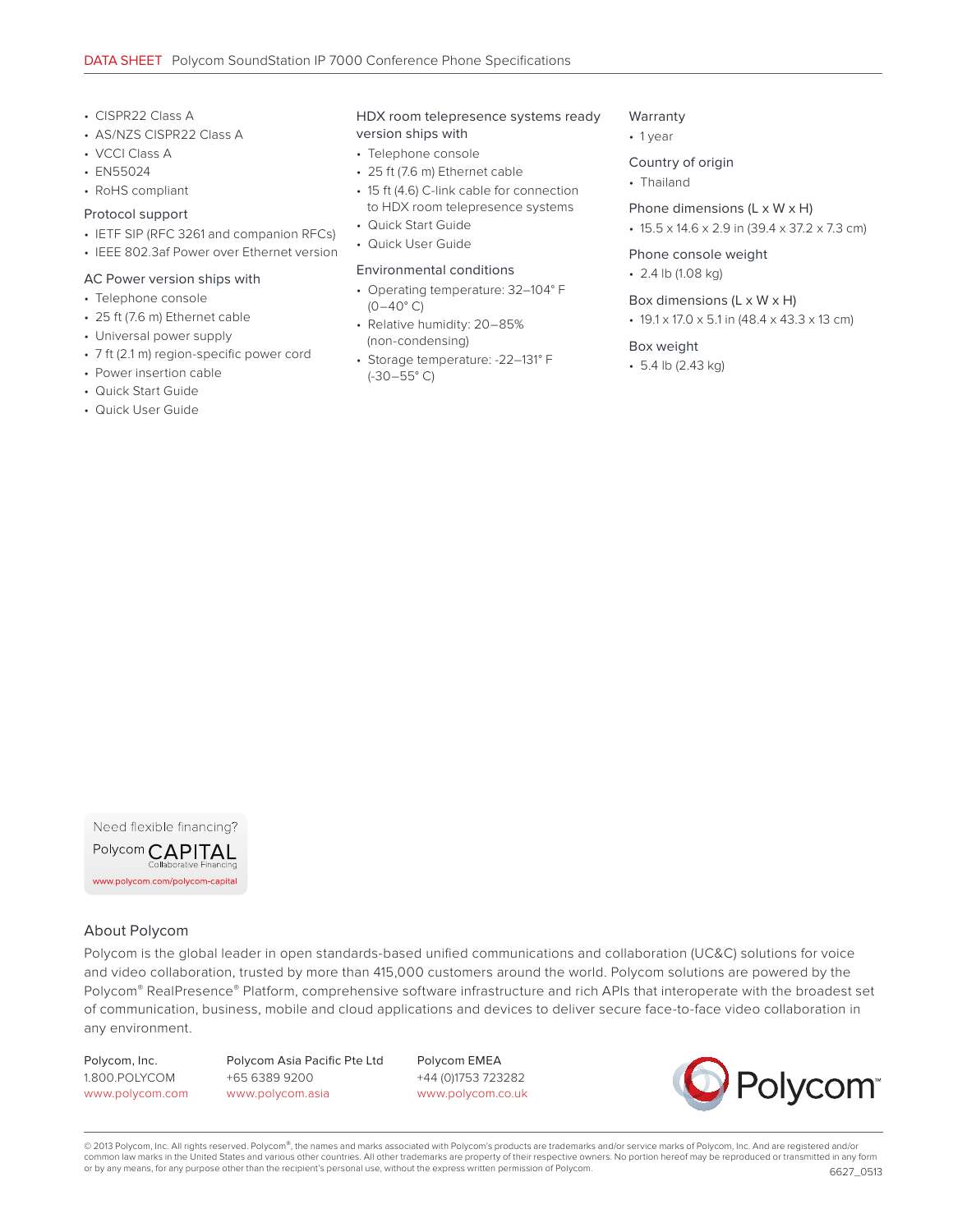- CISPR22 Class A
- AS/NZS CISPR22 Class A
- VCCI Class A
- EN55024
- RoHS compliant

### Protocol support

- IETF SIP (RFC 3261 and companion RFCs)
- IEEE 802.3af Power over Ethernet version

### AC Power version ships with

- Telephone console
- 25 ft (7.6 m) Ethernet cable
- Universal power supply
- 7 ft (2.1 m) region-specific power cord
- Power insertion cable
- Quick Start Guide
- Quick User Guide

### HDX room telepresence systems ready version ships with

- Telephone console
- 25 ft (7.6 m) Ethernet cable
- 15 ft (4.6) C-link cable for connection to HDX room telepresence systems
- Quick Start Guide
- Quick User Guide

### Environmental conditions

- Operating temperature: 32–104° F (0–40° C)
- Relative humidity: 20–85% (non-condensing)
- Storage temperature: -22–131° F (-30–55° C)

### Warranty

- 1 year

### Country of origin

- Thailand

### Phone dimensions (L x W x H)

- 15.5 x 14.6 x 2.9 in (39.4 x 37.2 x 7.3 cm)

### Phone console weight

- 2.4 lb (1.08 kg)

### Box dimensions (L x W x H)

- 19.1 x 17.0 x 5.1 in (48.4 x 43.3 x 13 cm)

### Box weight

- 5.4 lb (2.43 kg)

Need flexible financing?
Polycom CAPITAL
Collaborative Financing
www.polycom.com/polycom-capital

## About Polycom

Polycom is the global leader in open standards-based unified communications and collaboration (UC&C) solutions for voice and video collaboration, trusted by more than 415,000 customers around the world. Polycom solutions are powered by the Polycom® RealPresence® Platform, comprehensive software infrastructure and rich APIs that interoperate with the broadest set of communication, business, mobile and cloud applications and devices to deliver secure face-to-face video collaboration in any environment.

Polycom, Inc.
1.800.POLYCOM
www.polycom.com

Polycom Asia Pacific Pte Ltd
+65 6389 9200
www.polycom.asia

Polycom EMEA
+44 (0)1753 723282
www.polycom.co.uk

Polycom™

© 2013 Polycom, Inc. All rights reserved. Polycom®, the names and marks associated with Polycom's products are trademarks and/or service marks of Polycom, Inc. And are registered and/or common law marks in the United States and various other countries. All other trademarks are property of their respective owners. No portion hereof may be reproduced or transmitted in any form or by any means, for any purpose other than the recipient's personal use, without the express written permission of Polycom.

6627_0513